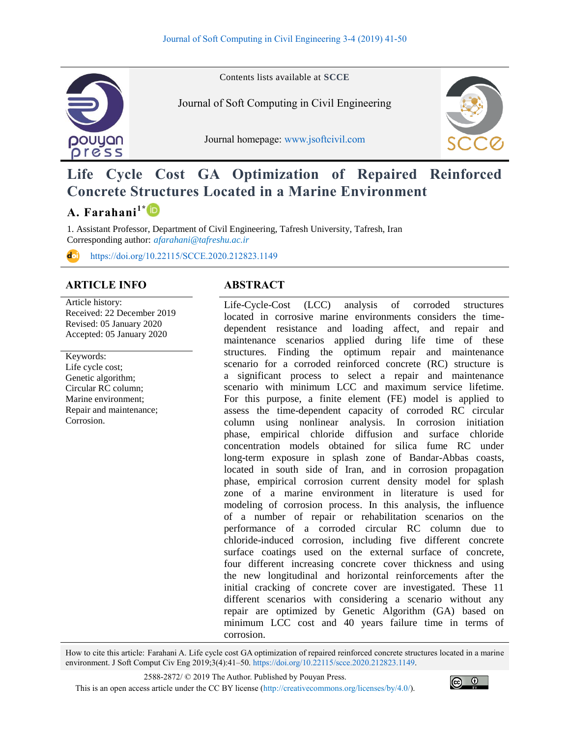Contents lists available at **SCCE**

Journal of Soft Computing in Civil Engineering

Journal homepage: www.jsoftcivil.com

# Life Cycle Cost GA Optimization of Repaired Reinforced Concrete Structures Located in a Marine Environment

**A. Farahani**[1*]

1. Assistant Professor, Department of Civil Engineering, Tafresh University, Tafresh, Iran
Corresponding author: *afarahani@tafreshu.ac.ir*

https://doi.org/10.22115/SCCE.2020.212823.1149

## ARTICLE INFO

Article history:
Received: 22 December 2019
Revised: 05 January 2020
Accepted: 05 January 2020

Keywords:
Life cycle cost;
Genetic algorithm;
Circular RC column;
Marine environment;
Repair and maintenance;
Corrosion.

## ABSTRACT

Life-Cycle-Cost (LCC) analysis of corroded structures located in corrosive marine environments considers the time-dependent resistance and loading affect, and repair and maintenance scenarios applied during life time of these structures. Finding the optimum repair and maintenance scenario for a corroded reinforced concrete (RC) structure is a significant process to select a repair and maintenance scenario with minimum LCC and maximum service lifetime. For this purpose, a finite element (FE) model is applied to assess the time-dependent capacity of corroded RC circular column using nonlinear analysis. In corrosion initiation phase, empirical chloride diffusion and surface chloride concentration models obtained for silica fume RC under long-term exposure in splash zone of Bandar-Abbas coasts, located in south side of Iran, and in corrosion propagation phase, empirical corrosion current density model for splash zone of a marine environment in literature is used for modeling of corrosion process. In this analysis, the influence of a number of repair or rehabilitation scenarios on the performance of a corroded circular RC column due to chloride-induced corrosion, including five different concrete surface coatings used on the external surface of concrete, four different increasing concrete cover thickness and using the new longitudinal and horizontal reinforcements after the initial cracking of concrete cover are investigated. These 11 different scenarios with considering a scenario without any repair are optimized by Genetic Algorithm (GA) based on minimum LCC cost and 40 years failure time in terms of corrosion.

How to cite this article: Farahani A. Life cycle cost GA optimization of repaired reinforced concrete structures located in a marine environment. J Soft Comput Civ Eng 2019;3(4):41–50. https://doi.org/10.22115/scce.2020.212823.1149.

2588-2872/ © 2019 The Author. Published by Pouyan Press.
This is an open access article under the CC BY license (http://creativecommons.org/licenses/by/4.0/).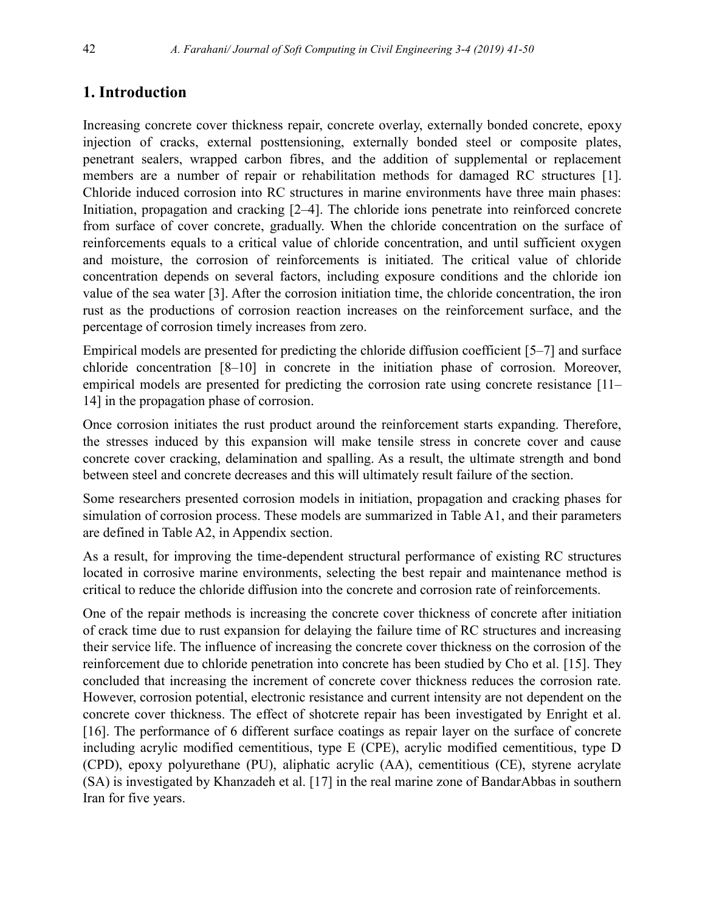## 1. Introduction

Increasing concrete cover thickness repair, concrete overlay, externally bonded concrete, epoxy injection of cracks, external posttensioning, externally bonded steel or composite plates, penetrant sealers, wrapped carbon fibres, and the addition of supplemental or replacement members are a number of repair or rehabilitation methods for damaged RC structures [1]. Chloride induced corrosion into RC structures in marine environments have three main phases: Initiation, propagation and cracking [2–4]. The chloride ions penetrate into reinforced concrete from surface of cover concrete, gradually. When the chloride concentration on the surface of reinforcements equals to a critical value of chloride concentration, and until sufficient oxygen and moisture, the corrosion of reinforcements is initiated. The critical value of chloride concentration depends on several factors, including exposure conditions and the chloride ion value of the sea water [3]. After the corrosion initiation time, the chloride concentration, the iron rust as the productions of corrosion reaction increases on the reinforcement surface, and the percentage of corrosion timely increases from zero.

Empirical models are presented for predicting the chloride diffusion coefficient [5–7] and surface chloride concentration [8–10] in concrete in the initiation phase of corrosion. Moreover, empirical models are presented for predicting the corrosion rate using concrete resistance [11–14] in the propagation phase of corrosion.

Once corrosion initiates the rust product around the reinforcement starts expanding. Therefore, the stresses induced by this expansion will make tensile stress in concrete cover and cause concrete cover cracking, delamination and spalling. As a result, the ultimate strength and bond between steel and concrete decreases and this will ultimately result failure of the section.

Some researchers presented corrosion models in initiation, propagation and cracking phases for simulation of corrosion process. These models are summarized in Table A1, and their parameters are defined in Table A2, in Appendix section.

As a result, for improving the time-dependent structural performance of existing RC structures located in corrosive marine environments, selecting the best repair and maintenance method is critical to reduce the chloride diffusion into the concrete and corrosion rate of reinforcements.

One of the repair methods is increasing the concrete cover thickness of concrete after initiation of crack time due to rust expansion for delaying the failure time of RC structures and increasing their service life. The influence of increasing the concrete cover thickness on the corrosion of the reinforcement due to chloride penetration into concrete has been studied by Cho et al. [15]. They concluded that increasing the increment of concrete cover thickness reduces the corrosion rate. However, corrosion potential, electronic resistance and current intensity are not dependent on the concrete cover thickness. The effect of shotcrete repair has been investigated by Enright et al. [16]. The performance of 6 different surface coatings as repair layer on the surface of concrete including acrylic modified cementitious, type E (CPE), acrylic modified cementitious, type D (CPD), epoxy polyurethane (PU), aliphatic acrylic (AA), cementitious (CE), styrene acrylate (SA) is investigated by Khanzadeh et al. [17] in the real marine zone of BandarAbbas in southern Iran for five years.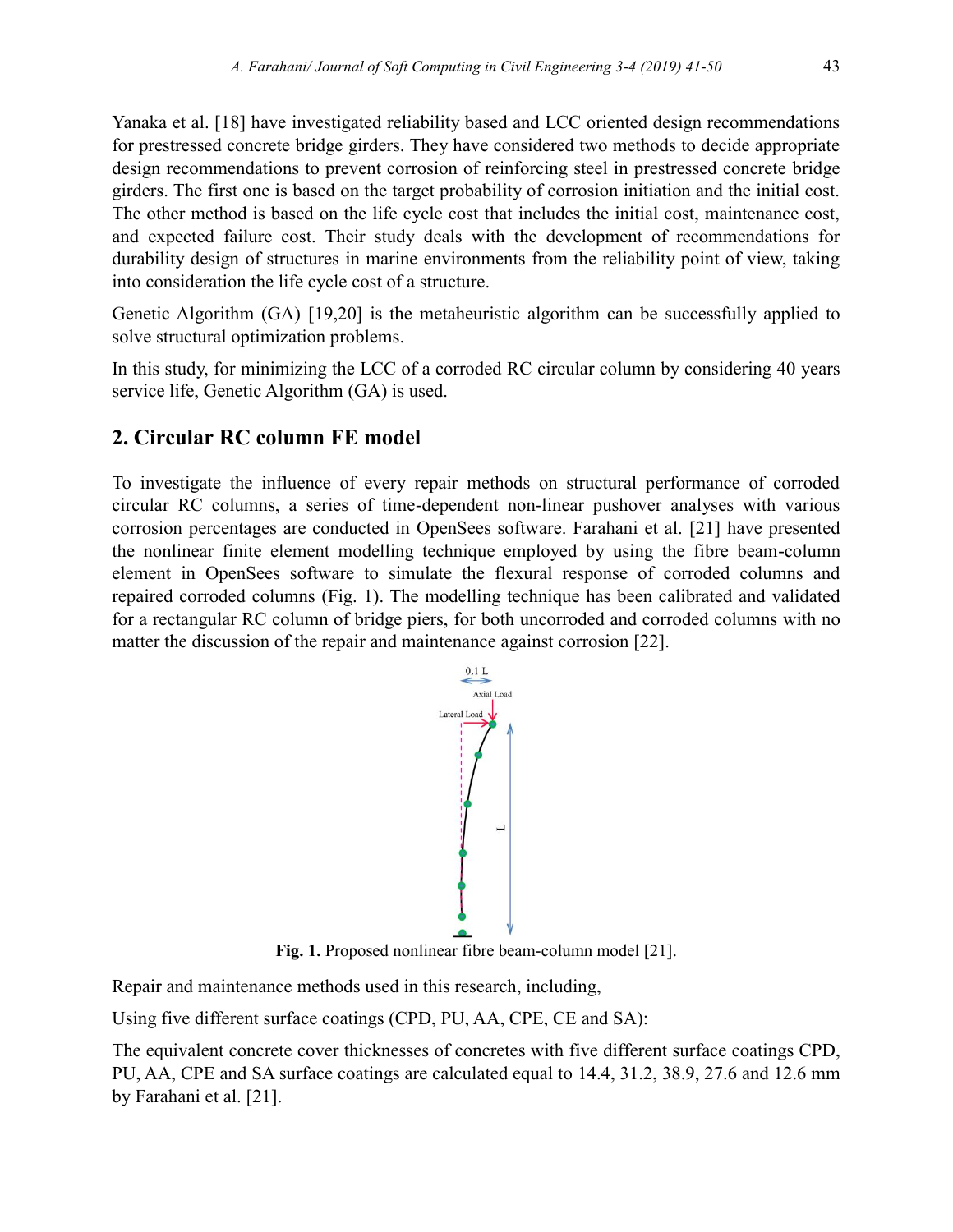Yanaka et al. [18] have investigated reliability based and LCC oriented design recommendations for prestressed concrete bridge girders. They have considered two methods to decide appropriate design recommendations to prevent corrosion of reinforcing steel in prestressed concrete bridge girders. The first one is based on the target probability of corrosion initiation and the initial cost. The other method is based on the life cycle cost that includes the initial cost, maintenance cost, and expected failure cost. Their study deals with the development of recommendations for durability design of structures in marine environments from the reliability point of view, taking into consideration the life cycle cost of a structure.

Genetic Algorithm (GA) [19,20] is the metaheuristic algorithm can be successfully applied to solve structural optimization problems.

In this study, for minimizing the LCC of a corroded RC circular column by considering 40 years service life, Genetic Algorithm (GA) is used.

## 2. Circular RC column FE model

To investigate the influence of every repair methods on structural performance of corroded circular RC columns, a series of time-dependent non-linear pushover analyses with various corrosion percentages are conducted in OpenSees software. Farahani et al. [21] have presented the nonlinear finite element modelling technique employed by using the fibre beam-column element in OpenSees software to simulate the flexural response of corroded columns and repaired corroded columns (Fig. 1). The modelling technique has been calibrated and validated for a rectangular RC column of bridge piers, for both uncorroded and corroded columns with no matter the discussion of the repair and maintenance against corrosion [22].

**Fig. 1.** Proposed nonlinear fibre beam-column model [21].

Repair and maintenance methods used in this research, including,

Using five different surface coatings (CPD, PU, AA, CPE, CE and SA):

The equivalent concrete cover thicknesses of concretes with five different surface coatings CPD, PU, AA, CPE and SA surface coatings are calculated equal to 14.4, 31.2, 38.9, 27.6 and 12.6 mm by Farahani et al. [21].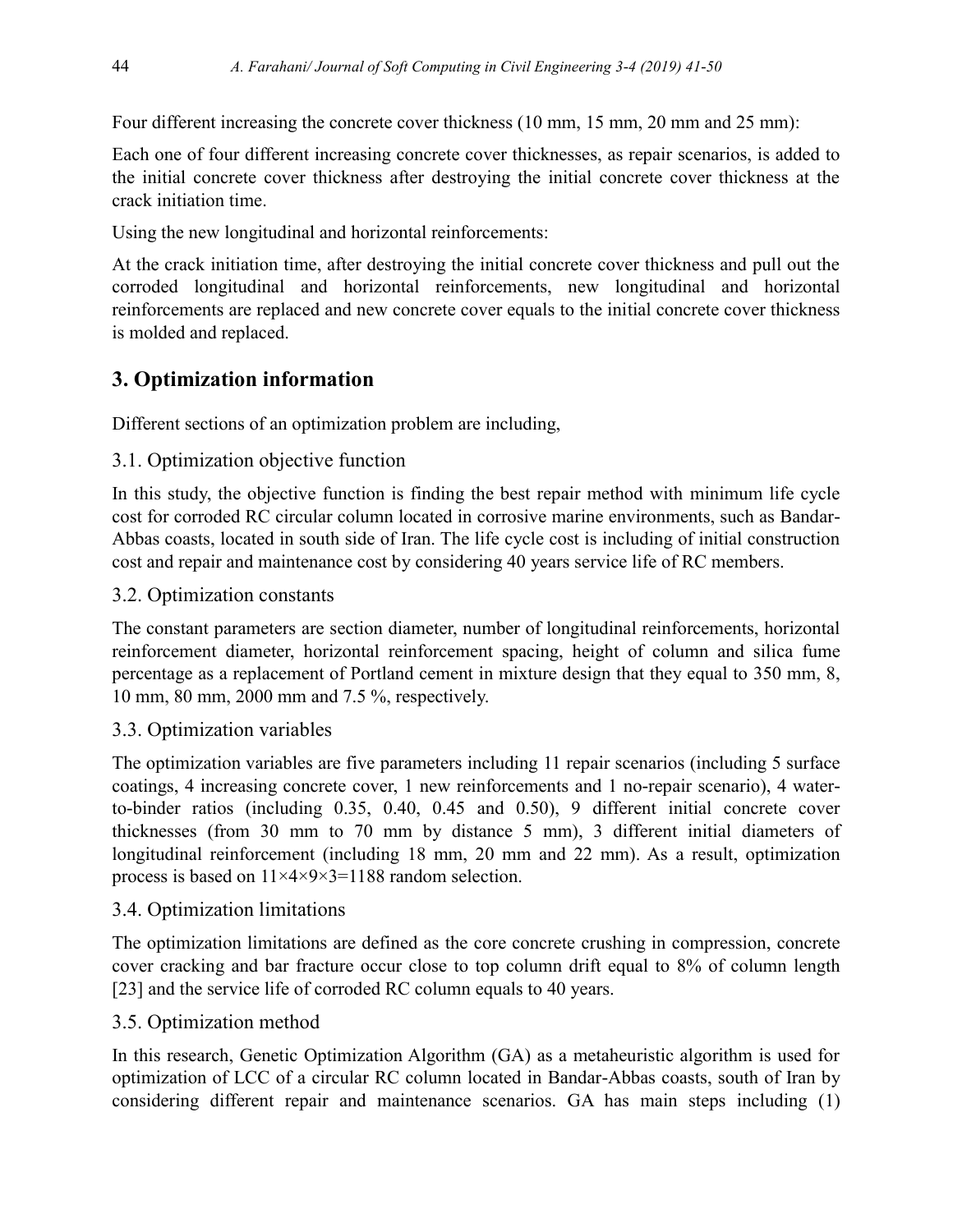Four different increasing the concrete cover thickness (10 mm, 15 mm, 20 mm and 25 mm):

Each one of four different increasing concrete cover thicknesses, as repair scenarios, is added to the initial concrete cover thickness after destroying the initial concrete cover thickness at the crack initiation time.

Using the new longitudinal and horizontal reinforcements:

At the crack initiation time, after destroying the initial concrete cover thickness and pull out the corroded longitudinal and horizontal reinforcements, new longitudinal and horizontal reinforcements are replaced and new concrete cover equals to the initial concrete cover thickness is molded and replaced.

## 3. Optimization information

Different sections of an optimization problem are including,

### 3.1. Optimization objective function

In this study, the objective function is finding the best repair method with minimum life cycle cost for corroded RC circular column located in corrosive marine environments, such as Bandar-Abbas coasts, located in south side of Iran. The life cycle cost is including of initial construction cost and repair and maintenance cost by considering 40 years service life of RC members.

### 3.2. Optimization constants

The constant parameters are section diameter, number of longitudinal reinforcements, horizontal reinforcement diameter, horizontal reinforcement spacing, height of column and silica fume percentage as a replacement of Portland cement in mixture design that they equal to 350 mm, 8, 10 mm, 80 mm, 2000 mm and 7.5 %, respectively.

### 3.3. Optimization variables

The optimization variables are five parameters including 11 repair scenarios (including 5 surface coatings, 4 increasing concrete cover, 1 new reinforcements and 1 no-repair scenario), 4 water-to-binder ratios (including 0.35, 0.40, 0.45 and 0.50), 9 different initial concrete cover thicknesses (from 30 mm to 70 mm by distance 5 mm), 3 different initial diameters of longitudinal reinforcement (including 18 mm, 20 mm and 22 mm). As a result, optimization process is based on $11\times4\times9\times3=1188$ random selection.

### 3.4. Optimization limitations

The optimization limitations are defined as the core concrete crushing in compression, concrete cover cracking and bar fracture occur close to top column drift equal to 8% of column length [23] and the service life of corroded RC column equals to 40 years.

### 3.5. Optimization method

In this research, Genetic Optimization Algorithm (GA) as a metaheuristic algorithm is used for optimization of LCC of a circular RC column located in Bandar-Abbas coasts, south of Iran by considering different repair and maintenance scenarios. GA has main steps including (1)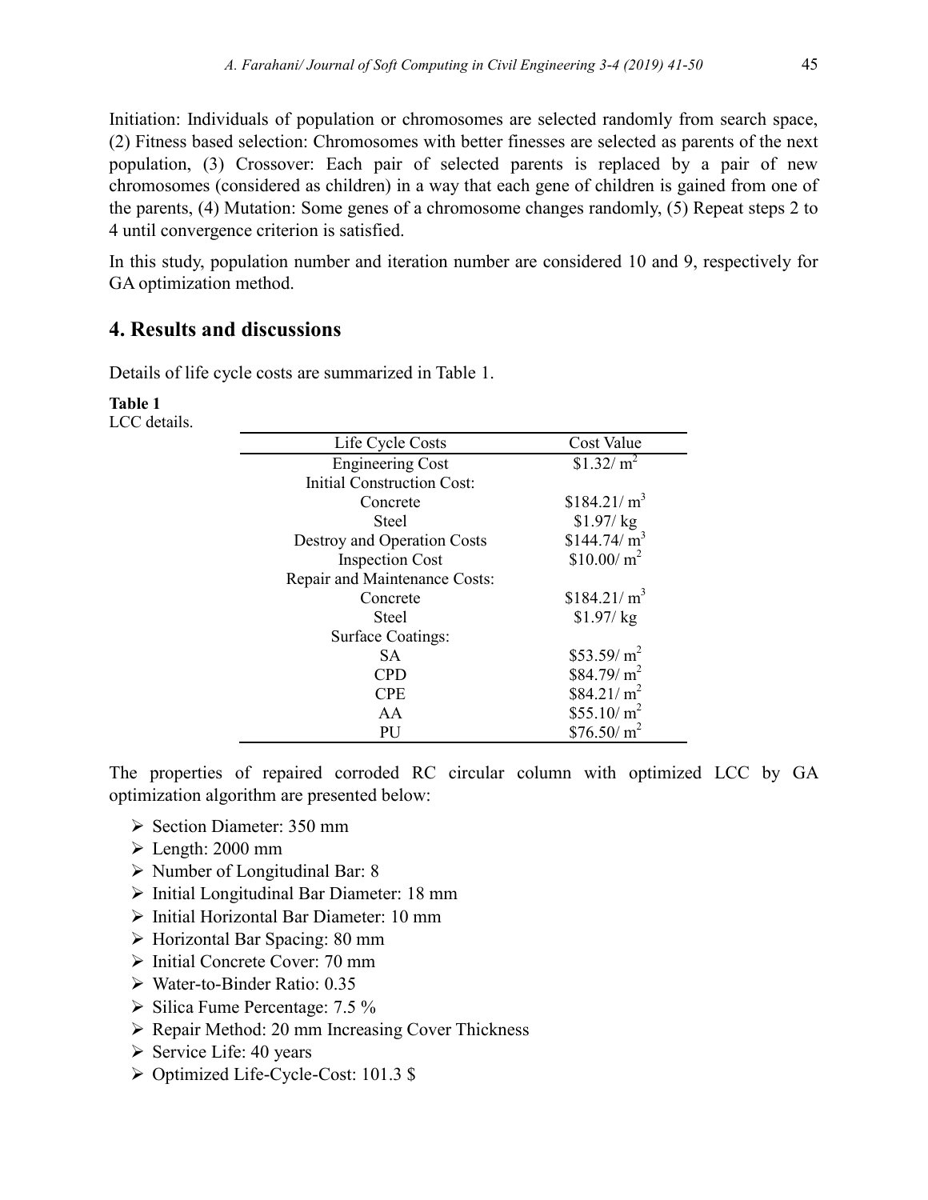Initiation: Individuals of population or chromosomes are selected randomly from search space, (2) Fitness based selection: Chromosomes with better finesses are selected as parents of the next population, (3) Crossover: Each pair of selected parents is replaced by a pair of new chromosomes (considered as children) in a way that each gene of children is gained from one of the parents, (4) Mutation: Some genes of a chromosome changes randomly, (5) Repeat steps 2 to 4 until convergence criterion is satisfied.

In this study, population number and iteration number are considered 10 and 9, respectively for GA optimization method.

## 4. Results and discussions

Details of life cycle costs are summarized in Table 1.

**Table 1**
LCC details.

| Life Cycle Costs | Cost Value |
|---|---|
| Engineering Cost | $1.32/ $m^2$ |
| Initial Construction Cost: | |
| Concrete | $184.21/ $m^3$ |
| Steel | $1.97/ kg |
| Destroy and Operation Costs | $144.74/ $m^3$ |
| Inspection Cost | $10.00/ $m^2$ |
| Repair and Maintenance Costs: | |
| Concrete | $184.21/ $m^3$ |
| Steel | $1.97/ kg |
| Surface Coatings: | |
| SA | $53.59/ $m^2$ |
| CPD | $84.79/ $m^2$ |
| CPE | $84.21/ $m^2$ |
| AA | $55.10/ $m^2$ |
| PU | $76.50/ $m^2$ |

The properties of repaired corroded RC circular column with optimized LCC by GA optimization algorithm are presented below:

- Section Diameter: 350 mm
- Length: 2000 mm
- Number of Longitudinal Bar: 8
- Initial Longitudinal Bar Diameter: 18 mm
- Initial Horizontal Bar Diameter: 10 mm
- Horizontal Bar Spacing: 80 mm
- Initial Concrete Cover: 70 mm
- Water-to-Binder Ratio: 0.35
- Silica Fume Percentage: 7.5 %
- Repair Method: 20 mm Increasing Cover Thickness
- Service Life: 40 years
- Optimized Life-Cycle-Cost: 101.3 $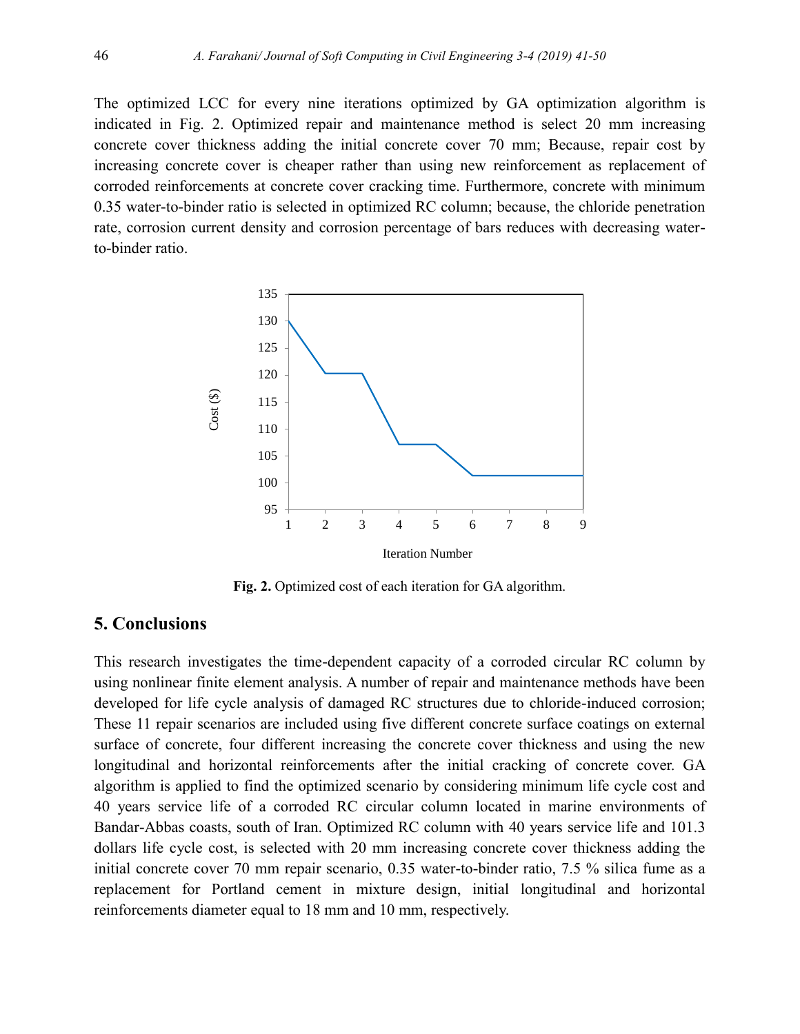The optimized LCC for every nine iterations optimized by GA optimization algorithm is indicated in Fig. 2. Optimized repair and maintenance method is select 20 mm increasing concrete cover thickness adding the initial concrete cover 70 mm; Because, repair cost by increasing concrete cover is cheaper rather than using new reinforcement as replacement of corroded reinforcements at concrete cover cracking time. Furthermore, concrete with minimum 0.35 water-to-binder ratio is selected in optimized RC column; because, the chloride penetration rate, corrosion current density and corrosion percentage of bars reduces with decreasing water-to-binder ratio.

**Fig. 2.** Optimized cost of each iteration for GA algorithm.

## 5. Conclusions

This research investigates the time-dependent capacity of a corroded circular RC column by using nonlinear finite element analysis. A number of repair and maintenance methods have been developed for life cycle analysis of damaged RC structures due to chloride-induced corrosion; These 11 repair scenarios are included using five different concrete surface coatings on external surface of concrete, four different increasing the concrete cover thickness and using the new longitudinal and horizontal reinforcements after the initial cracking of concrete cover. GA algorithm is applied to find the optimized scenario by considering minimum life cycle cost and 40 years service life of a corroded RC circular column located in marine environments of Bandar-Abbas coasts, south of Iran. Optimized RC column with 40 years service life and 101.3 dollars life cycle cost, is selected with 20 mm increasing concrete cover thickness adding the initial concrete cover 70 mm repair scenario, 0.35 water-to-binder ratio, 7.5 % silica fume as a replacement for Portland cement in mixture design, initial longitudinal and horizontal reinforcements diameter equal to 18 mm and 10 mm, respectively.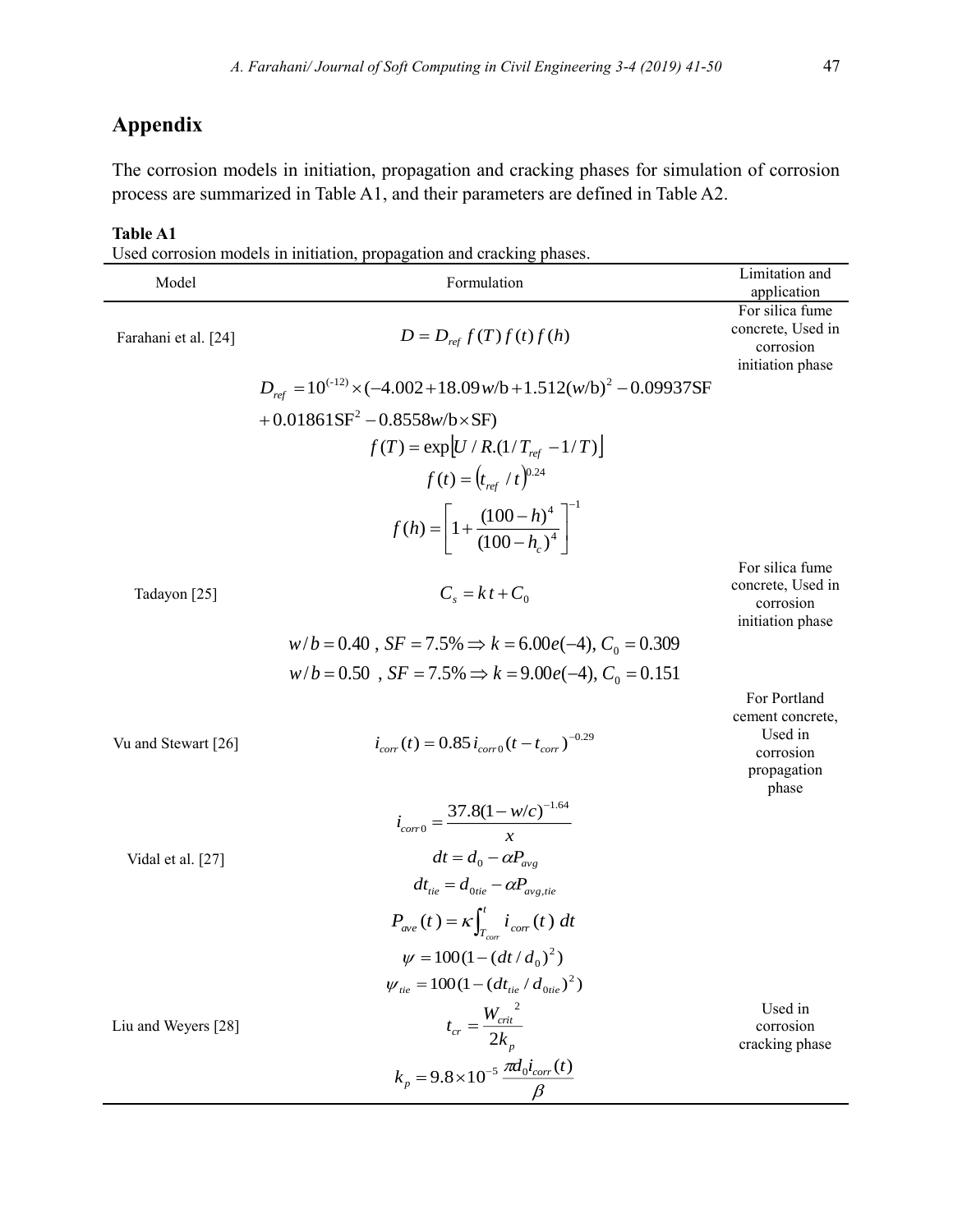## Appendix

The corrosion models in initiation, propagation and cracking phases for simulation of corrosion process are summarized in Table A1, and their parameters are defined in Table A2.

**Table A1**
Used corrosion models in initiation, propagation and cracking phases.

| Model | Formulation | Limitation and application |
|---|---|---|
| Farahani et al. [24] | $D = D_{ref}\, f(T)\, f(t)\, f(h)$ | For silica fume concrete, Used in corrosion initiation phase |
| | $D_{ref} = 10^{(-12)} \times (-4.002 + 18.09 w/\text{b} + 1.512(w/\text{b})^2 - 0.09937\text{SF}$ $+ 0.01861\text{SF}^2 - 0.8558 w/\text{b} \times \text{SF})$ | |
| | $f(T) = \exp\left[U / R.(1/T_{ref} - 1/T)\right]$ | |
| | $f(t) = \left(t_{ref} / t\right)^{0.24}$ | |
| | $f(h) = \left[1 + \dfrac{(100-h)^4}{(100-h_c)^4}\right]^{-1}$ | |
| Tadayon [25] | $C_s = k\,t + C_0$ | For silica fume concrete, Used in corrosion initiation phase |
| | $w/b = 0.40\ ,\ SF = 7.5\% \Rightarrow k = 6.00e(-4),\ C_0 = 0.309$ | |
| | $w/b = 0.50\ ,\ SF = 7.5\% \Rightarrow k = 9.00e(-4),\ C_0 = 0.151$ | |
| Vu and Stewart [26] | $i_{corr}(t) = 0.85\, i_{corr0} (t - t_{corr})^{-0.29}$ | For Portland cement concrete, Used in corrosion propagation phase |
| | $i_{corr0} = \dfrac{37.8(1-w/c)^{-1.64}}{x}$ | |
| Vidal et al. [27] | $dt = d_0 - \alpha P_{avg}$ | |
| | $dt_{tie} = d_{0tie} - \alpha P_{avg,tie}$ | |
| | $P_{ave}(t) = \kappa \int_{T_{corr}}^{t} i_{corr}(t)\, dt$ | |
| | $\psi = 100(1 - (dt/d_0)^2)$ | |
| | $\psi_{tie} = 100(1 - (dt_{tie}/d_{0tie})^2)$ | |
| Liu and Weyers [28] | $t_{cr} = \dfrac{W_{crit}^{\ 2}}{2k_p}$ | Used in corrosion cracking phase |
| | $k_p = 9.8 \times 10^{-5}\, \dfrac{\pi d_0 i_{corr}(t)}{\beta}$ | |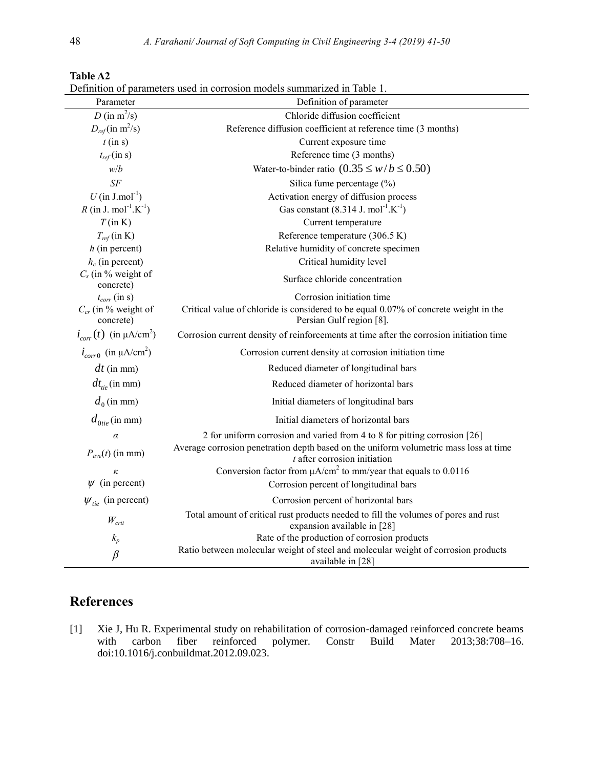**Table A2**

Definition of parameters used in corrosion models summarized in Table 1.

| Parameter | Definition of parameter |
|---|---|
| $D$ (in $m^2/s$) | Chloride diffusion coefficient |
| $D_{ref}$ (in $m^2/s$) | Reference diffusion coefficient at reference time (3 months) |
| $t$ (in s) | Current exposure time |
| $t_{ref}$ (in s) | Reference time (3 months) |
| $w/b$ | Water-to-binder ratio $(0.35 \leq w/b \leq 0.50)$ |
| $SF$ | Silica fume percentage (%) |
| $U$ (in $J.mol^{-1}$) | Activation energy of diffusion process |
| $R$ (in $J.\ mol^{-1}.K^{-1}$) | Gas constant (8.314 $J.\ mol^{-1}.K^{-1}$) |
| $T$ (in K) | Current temperature |
| $T_{ref}$ (in K) | Reference temperature (306.5 K) |
| $h$ (in percent) | Relative humidity of concrete specimen |
| $h_c$ (in percent) | Critical humidity level |
| $C_s$ (in % weight of concrete) | Surface chloride concentration |
| $t_{corr}$ (in s) | Corrosion initiation time |
| $C_{cr}$ (in % weight of concrete) | Critical value of chloride is considered to be equal 0.07% of concrete weight in the Persian Gulf region [8]. |
| $i_{corr}(t)$ (in $\mu A/cm^2$) | Corrosion current density of reinforcements at time after the corrosion initiation time |
| $i_{corr0}$ (in $\mu A/cm^2$) | Corrosion current density at corrosion initiation time |
| $dt$ (in mm) | Reduced diameter of longitudinal bars |
| $dt_{tie}$ (in mm) | Reduced diameter of horizontal bars |
| $d_0$ (in mm) | Initial diameters of longitudinal bars |
| $d_{0tie}$ (in mm) | Initial diameters of horizontal bars |
| $\alpha$ | 2 for uniform corrosion and varied from 4 to 8 for pitting corrosion [26] |
| $P_{ave}(t)$ (in mm) | Average corrosion penetration depth based on the uniform volumetric mass loss at time $t$ after corrosion initiation |
| $\kappa$ | Conversion factor from $\mu A/cm^2$ to mm/year that equals to 0.0116 |
| $\psi$ (in percent) | Corrosion percent of longitudinal bars |
| $\psi_{tie}$ (in percent) | Corrosion percent of horizontal bars |
| $W_{crit}$ | Total amount of critical rust products needed to fill the volumes of pores and rust expansion available in [28] |
| $k_p$ | Rate of the production of corrosion products |
| $\beta$ | Ratio between molecular weight of steel and molecular weight of corrosion products available in [28] |

## References

[1] Xie J, Hu R. Experimental study on rehabilitation of corrosion-damaged reinforced concrete beams with carbon fiber reinforced polymer. Constr Build Mater 2013;38:708–16. doi:10.1016/j.conbuildmat.2012.09.023.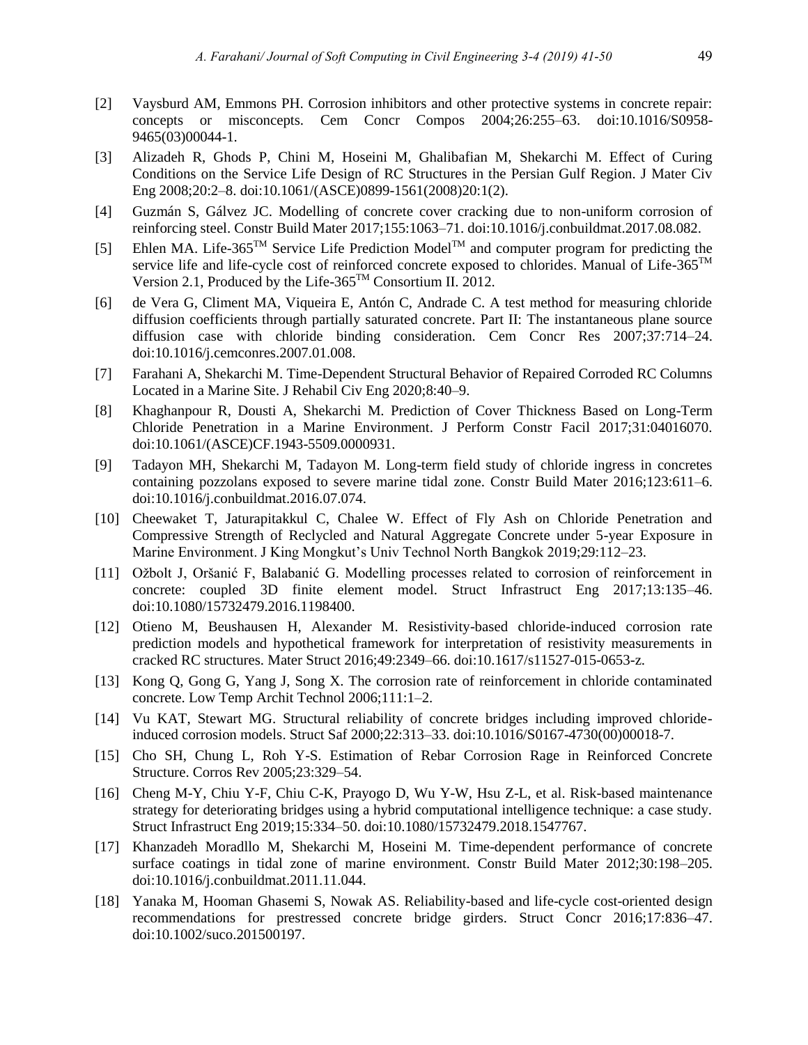[2] Vaysburd AM, Emmons PH. Corrosion inhibitors and other protective systems in concrete repair: concepts or misconcepts. Cem Concr Compos 2004;26:255–63. doi:10.1016/S0958-9465(03)00044-1.

[3] Alizadeh R, Ghods P, Chini M, Hoseini M, Ghalibafian M, Shekarchi M. Effect of Curing Conditions on the Service Life Design of RC Structures in the Persian Gulf Region. J Mater Civ Eng 2008;20:2–8. doi:10.1061/(ASCE)0899-1561(2008)20:1(2).

[4] Guzmán S, Gálvez JC. Modelling of concrete cover cracking due to non-uniform corrosion of reinforcing steel. Constr Build Mater 2017;155:1063–71. doi:10.1016/j.conbuildmat.2017.08.082.

[5] Ehlen MA. Life-365™ Service Life Prediction Model™ and computer program for predicting the service life and life-cycle cost of reinforced concrete exposed to chlorides. Manual of Life-365™ Version 2.1, Produced by the Life-365™ Consortium II. 2012.

[6] de Vera G, Climent MA, Viqueira E, Antón C, Andrade C. A test method for measuring chloride diffusion coefficients through partially saturated concrete. Part II: The instantaneous plane source diffusion case with chloride binding consideration. Cem Concr Res 2007;37:714–24. doi:10.1016/j.cemconres.2007.01.008.

[7] Farahani A, Shekarchi M. Time-Dependent Structural Behavior of Repaired Corroded RC Columns Located in a Marine Site. J Rehabil Civ Eng 2020;8:40–9.

[8] Khaghanpour R, Dousti A, Shekarchi M. Prediction of Cover Thickness Based on Long-Term Chloride Penetration in a Marine Environment. J Perform Constr Facil 2017;31:04016070. doi:10.1061/(ASCE)CF.1943-5509.0000931.

[9] Tadayon MH, Shekarchi M, Tadayon M. Long-term field study of chloride ingress in concretes containing pozzolans exposed to severe marine tidal zone. Constr Build Mater 2016;123:611–6. doi:10.1016/j.conbuildmat.2016.07.074.

[10] Cheewaket T, Jaturapitakkul C, Chalee W. Effect of Fly Ash on Chloride Penetration and Compressive Strength of Reclycled and Natural Aggregate Concrete under 5-year Exposure in Marine Environment. J King Mongkut's Univ Technol North Bangkok 2019;29:112–23.

[11] Ožbolt J, Oršanić F, Balabanić G. Modelling processes related to corrosion of reinforcement in concrete: coupled 3D finite element model. Struct Infrastruct Eng 2017;13:135–46. doi:10.1080/15732479.2016.1198400.

[12] Otieno M, Beushausen H, Alexander M. Resistivity-based chloride-induced corrosion rate prediction models and hypothetical framework for interpretation of resistivity measurements in cracked RC structures. Mater Struct 2016;49:2349–66. doi:10.1617/s11527-015-0653-z.

[13] Kong Q, Gong G, Yang J, Song X. The corrosion rate of reinforcement in chloride contaminated concrete. Low Temp Archit Technol 2006;111:1–2.

[14] Vu KAT, Stewart MG. Structural reliability of concrete bridges including improved chloride-induced corrosion models. Struct Saf 2000;22:313–33. doi:10.1016/S0167-4730(00)00018-7.

[15] Cho SH, Chung L, Roh Y-S. Estimation of Rebar Corrosion Rage in Reinforced Concrete Structure. Corros Rev 2005;23:329–54.

[16] Cheng M-Y, Chiu Y-F, Chiu C-K, Prayogo D, Wu Y-W, Hsu Z-L, et al. Risk-based maintenance strategy for deteriorating bridges using a hybrid computational intelligence technique: a case study. Struct Infrastruct Eng 2019;15:334–50. doi:10.1080/15732479.2018.1547767.

[17] Khanzadeh Moradllo M, Shekarchi M, Hoseini M. Time-dependent performance of concrete surface coatings in tidal zone of marine environment. Constr Build Mater 2012;30:198–205. doi:10.1016/j.conbuildmat.2011.11.044.

[18] Yanaka M, Hooman Ghasemi S, Nowak AS. Reliability-based and life-cycle cost-oriented design recommendations for prestressed concrete bridge girders. Struct Concr 2016;17:836–47. doi:10.1002/suco.201500197.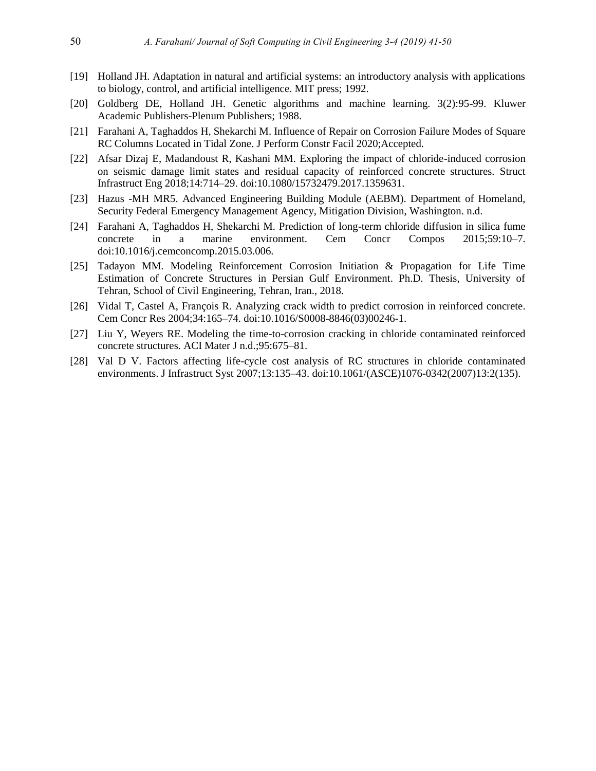[19] Holland JH. Adaptation in natural and artificial systems: an introductory analysis with applications to biology, control, and artificial intelligence. MIT press; 1992.

[20] Goldberg DE, Holland JH. Genetic algorithms and machine learning. 3(2):95-99. Kluwer Academic Publishers-Plenum Publishers; 1988.

[21] Farahani A, Taghaddos H, Shekarchi M. Influence of Repair on Corrosion Failure Modes of Square RC Columns Located in Tidal Zone. J Perform Constr Facil 2020;Accepted.

[22] Afsar Dizaj E, Madandoust R, Kashani MM. Exploring the impact of chloride-induced corrosion on seismic damage limit states and residual capacity of reinforced concrete structures. Struct Infrastruct Eng 2018;14:714–29. doi:10.1080/15732479.2017.1359631.

[23] Hazus -MH MR5. Advanced Engineering Building Module (AEBM). Department of Homeland, Security Federal Emergency Management Agency, Mitigation Division, Washington. n.d.

[24] Farahani A, Taghaddos H, Shekarchi M. Prediction of long-term chloride diffusion in silica fume concrete in a marine environment. Cem Concr Compos 2015;59:10–7. doi:10.1016/j.cemconcomp.2015.03.006.

[25] Tadayon MM. Modeling Reinforcement Corrosion Initiation & Propagation for Life Time Estimation of Concrete Structures in Persian Gulf Environment. Ph.D. Thesis, University of Tehran, School of Civil Engineering, Tehran, Iran., 2018.

[26] Vidal T, Castel A, François R. Analyzing crack width to predict corrosion in reinforced concrete. Cem Concr Res 2004;34:165–74. doi:10.1016/S0008-8846(03)00246-1.

[27] Liu Y, Weyers RE. Modeling the time-to-corrosion cracking in chloride contaminated reinforced concrete structures. ACI Mater J n.d.;95:675–81.

[28] Val D V. Factors affecting life-cycle cost analysis of RC structures in chloride contaminated environments. J Infrastruct Syst 2007;13:135–43. doi:10.1061/(ASCE)1076-0342(2007)13:2(135).